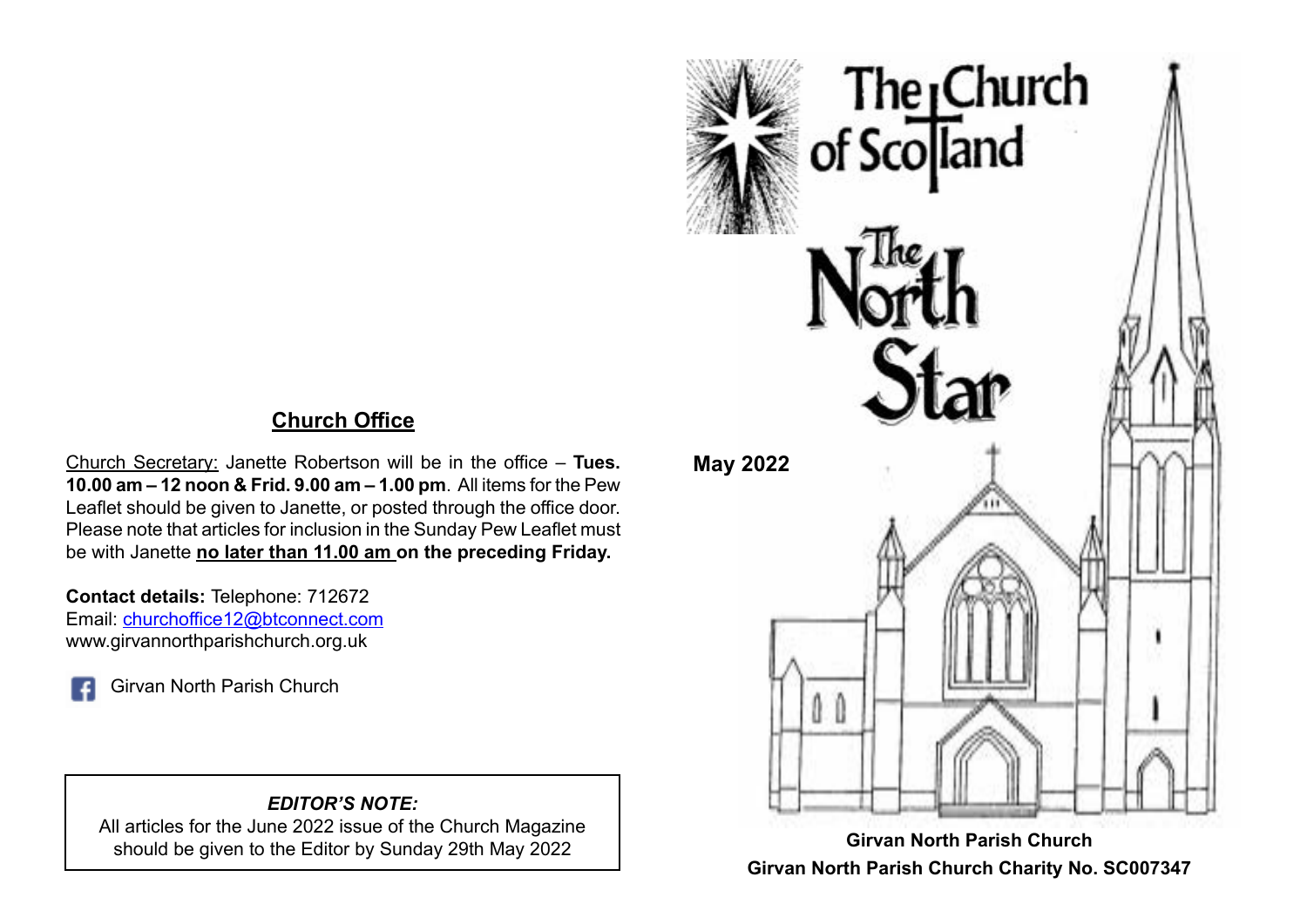## Church Office

Church Secretary: Janette Robertson will be in the office – **Tues. 10.00 am – 12 noon & Frid. 9.00 am – 1.00 pm**. All items for the Pew Leaflet should be given to Janette, or posted through the office door. Please note that articles for inclusion in the Sunday Pew Leaflet must be with Janette **no later than 11.00 am on the preceding Friday.**

**Contact details:** Telephone: 712672
Email: churchoffice12@btconnect.com
www.girvannorthparishchurch.org.uk

Girvan North Parish Church

> ***EDITOR'S NOTE:***
> All articles for the June 2022 issue of the Church Magazine should be given to the Editor by Sunday 29th May 2022

The Church of Scotland

# The North Star

**May 2022**

**Girvan North Parish Church**

**Girvan North Parish Church Charity No. SC007347**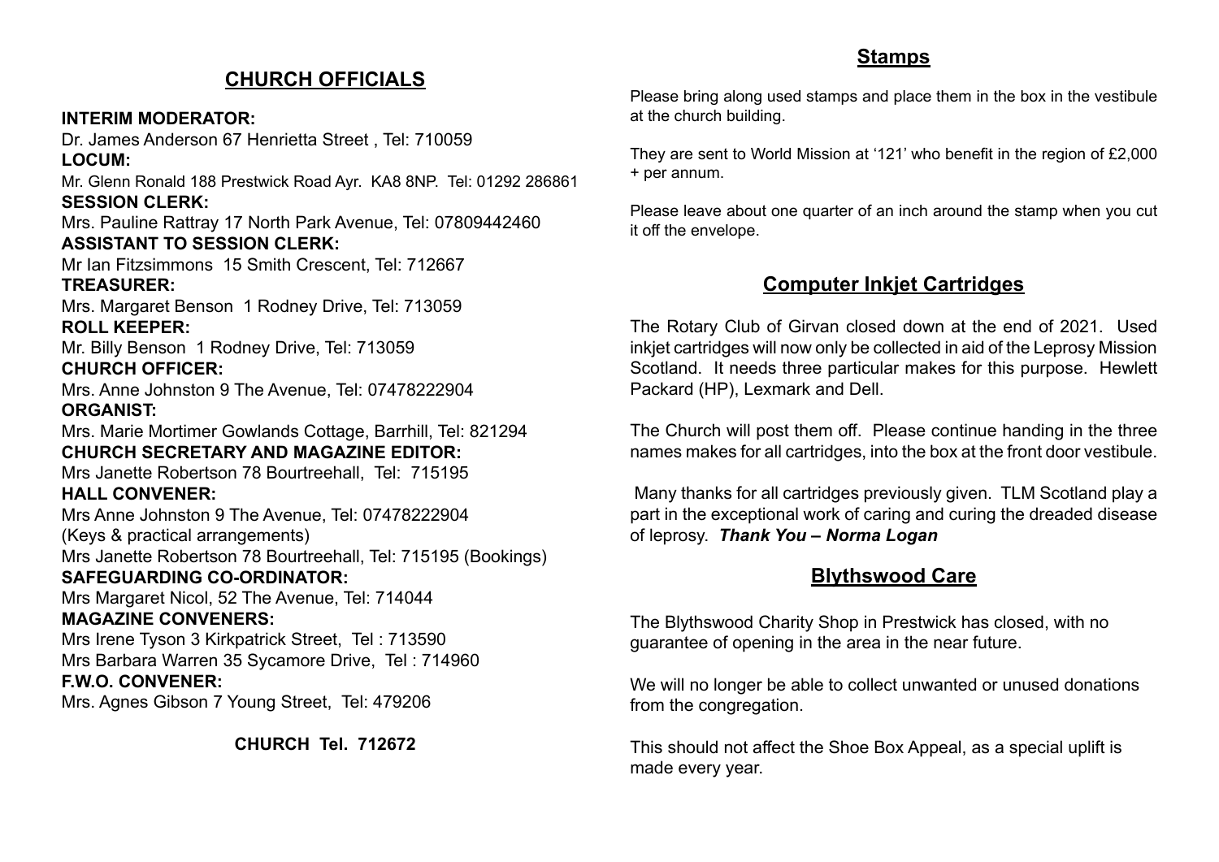## CHURCH OFFICIALS

**INTERIM MODERATOR:**
Dr. James Anderson 67 Henrietta Street , Tel: 710059

**LOCUM:**
Mr. Glenn Ronald 188 Prestwick Road Ayr. KA8 8NP. Tel: 01292 286861

**SESSION CLERK:**
Mrs. Pauline Rattray 17 North Park Avenue, Tel: 07809442460

**ASSISTANT TO SESSION CLERK:**
Mr Ian Fitzsimmons 15 Smith Crescent, Tel: 712667

**TREASURER:**
Mrs. Margaret Benson 1 Rodney Drive, Tel: 713059

**ROLL KEEPER:**
Mr. Billy Benson 1 Rodney Drive, Tel: 713059

**CHURCH OFFICER:**
Mrs. Anne Johnston 9 The Avenue, Tel: 07478222904

**ORGANIST:**
Mrs. Marie Mortimer Gowlands Cottage, Barrhill, Tel: 821294

**CHURCH SECRETARY AND MAGAZINE EDITOR:**
Mrs Janette Robertson 78 Bourtreehall, Tel: 715195

**HALL CONVENER:**
Mrs Anne Johnston 9 The Avenue, Tel: 07478222904
(Keys & practical arrangements)
Mrs Janette Robertson 78 Bourtreehall, Tel: 715195 (Bookings)

**SAFEGUARDING CO-ORDINATOR:**
Mrs Margaret Nicol, 52 The Avenue, Tel: 714044

**MAGAZINE CONVENERS:**
Mrs Irene Tyson 3 Kirkpatrick Street, Tel : 713590
Mrs Barbara Warren 35 Sycamore Drive, Tel : 714960

**F.W.O. CONVENER:**
Mrs. Agnes Gibson 7 Young Street, Tel: 479206

**CHURCH Tel. 712672**

## Stamps

Please bring along used stamps and place them in the box in the vestibule at the church building.

They are sent to World Mission at '121' who benefit in the region of £2,000 + per annum.

Please leave about one quarter of an inch around the stamp when you cut it off the envelope.

## Computer Inkjet Cartridges

The Rotary Club of Girvan closed down at the end of 2021. Used inkjet cartridges will now only be collected in aid of the Leprosy Mission Scotland. It needs three particular makes for this purpose. Hewlett Packard (HP), Lexmark and Dell.

The Church will post them off. Please continue handing in the three names makes for all cartridges, into the box at the front door vestibule.

Many thanks for all cartridges previously given. TLM Scotland play a part in the exceptional work of caring and curing the dreaded disease of leprosy. ***Thank You – Norma Logan***

## Blythswood Care

The Blythswood Charity Shop in Prestwick has closed, with no guarantee of opening in the area in the near future.

We will no longer be able to collect unwanted or unused donations from the congregation.

This should not affect the Shoe Box Appeal, as a special uplift is made every year.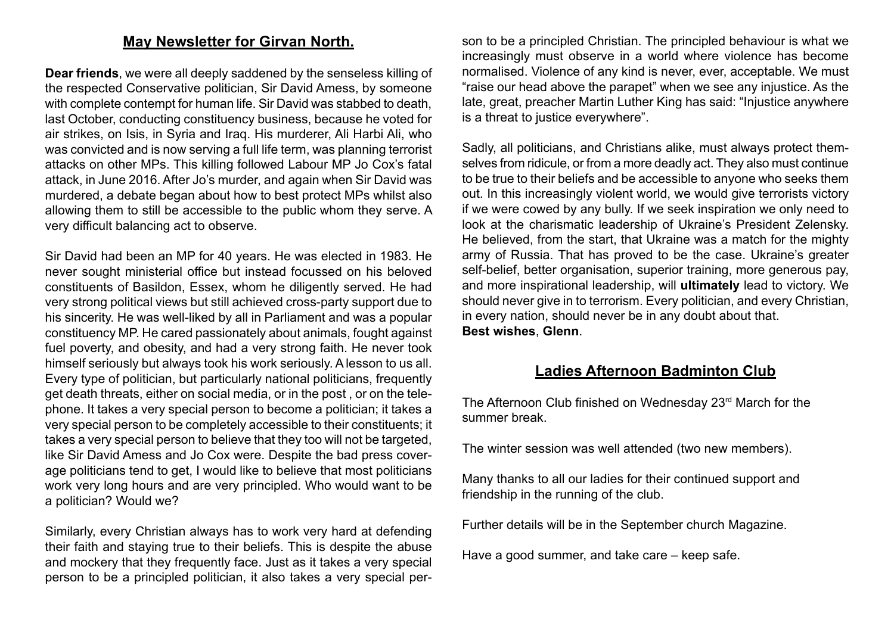## May Newsletter for Girvan North.

**Dear friends**, we were all deeply saddened by the senseless killing of the respected Conservative politician, Sir David Amess, by someone with complete contempt for human life. Sir David was stabbed to death, last October, conducting constituency business, because he voted for air strikes, on Isis, in Syria and Iraq. His murderer, Ali Harbi Ali, who was convicted and is now serving a full life term, was planning terrorist attacks on other MPs. This killing followed Labour MP Jo Cox's fatal attack, in June 2016. After Jo's murder, and again when Sir David was murdered, a debate began about how to best protect MPs whilst also allowing them to still be accessible to the public whom they serve. A very difficult balancing act to observe.

Sir David had been an MP for 40 years. He was elected in 1983. He never sought ministerial office but instead focussed on his beloved constituents of Basildon, Essex, whom he diligently served. He had very strong political views but still achieved cross-party support due to his sincerity. He was well-liked by all in Parliament and was a popular constituency MP. He cared passionately about animals, fought against fuel poverty, and obesity, and had a very strong faith. He never took himself seriously but always took his work seriously. A lesson to us all. Every type of politician, but particularly national politicians, frequently get death threats, either on social media, or in the post , or on the telephone. It takes a very special person to become a politician; it takes a very special person to be completely accessible to their constituents; it takes a very special person to believe that they too will not be targeted, like Sir David Amess and Jo Cox were. Despite the bad press coverage politicians tend to get, I would like to believe that most politicians work very long hours and are very principled. Who would want to be a politician? Would we?

Similarly, every Christian always has to work very hard at defending their faith and staying true to their beliefs. This is despite the abuse and mockery that they frequently face. Just as it takes a very special person to be a principled politician, it also takes a very special person to be a principled Christian. The principled behaviour is what we increasingly must observe in a world where violence has become normalised. Violence of any kind is never, ever, acceptable. We must "raise our head above the parapet" when we see any injustice. As the late, great, preacher Martin Luther King has said: "Injustice anywhere is a threat to justice everywhere".

Sadly, all politicians, and Christians alike, must always protect themselves from ridicule, or from a more deadly act. They also must continue to be true to their beliefs and be accessible to anyone who seeks them out. In this increasingly violent world, we would give terrorists victory if we were cowed by any bully. If we seek inspiration we only need to look at the charismatic leadership of Ukraine's President Zelensky. He believed, from the start, that Ukraine was a match for the mighty army of Russia. That has proved to be the case. Ukraine's greater self-belief, better organisation, superior training, more generous pay, and more inspirational leadership, will **ultimately** lead to victory. We should never give in to terrorism. Every politician, and every Christian, in every nation, should never be in any doubt about that.
**Best wishes**, **Glenn**.

## Ladies Afternoon Badminton Club

The Afternoon Club finished on Wednesday 23rd March for the summer break.

The winter session was well attended (two new members).

Many thanks to all our ladies for their continued support and friendship in the running of the club.

Further details will be in the September church Magazine.

Have a good summer, and take care – keep safe.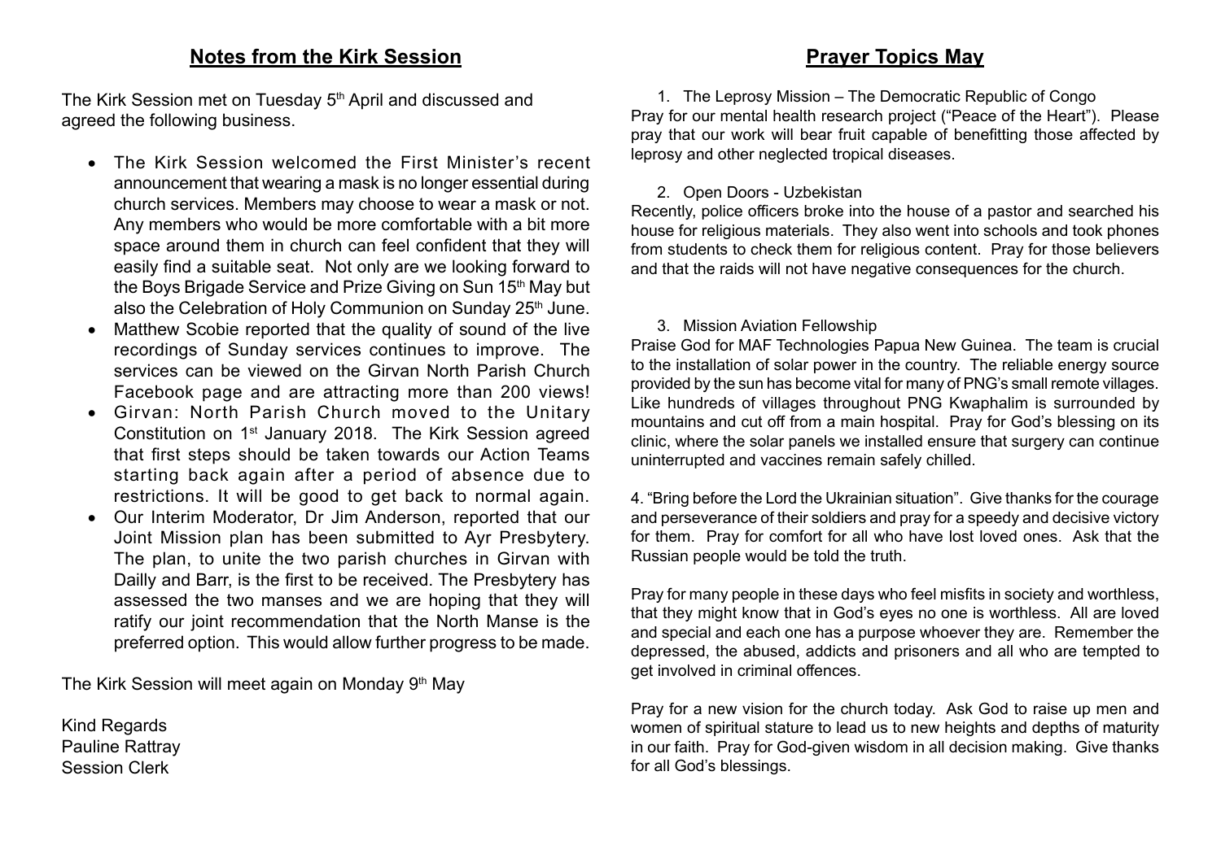## Notes from the Kirk Session

The Kirk Session met on Tuesday 5th April and discussed and agreed the following business.

- The Kirk Session welcomed the First Minister's recent announcement that wearing a mask is no longer essential during church services. Members may choose to wear a mask or not. Any members who would be more comfortable with a bit more space around them in church can feel confident that they will easily find a suitable seat. Not only are we looking forward to the Boys Brigade Service and Prize Giving on Sun 15th May but also the Celebration of Holy Communion on Sunday 25th June.
- Matthew Scobie reported that the quality of sound of the live recordings of Sunday services continues to improve. The services can be viewed on the Girvan North Parish Church Facebook page and are attracting more than 200 views!
- Girvan: North Parish Church moved to the Unitary Constitution on 1st January 2018. The Kirk Session agreed that first steps should be taken towards our Action Teams starting back again after a period of absence due to restrictions. It will be good to get back to normal again.
- Our Interim Moderator, Dr Jim Anderson, reported that our Joint Mission plan has been submitted to Ayr Presbytery. The plan, to unite the two parish churches in Girvan with Dailly and Barr, is the first to be received. The Presbytery has assessed the two manses and we are hoping that they will ratify our joint recommendation that the North Manse is the preferred option. This would allow further progress to be made.

The Kirk Session will meet again on Monday 9th May

Kind Regards
Pauline Rattray
Session Clerk

## Prayer Topics May

1. The Leprosy Mission – The Democratic Republic of Congo

Pray for our mental health research project ("Peace of the Heart"). Please pray that our work will bear fruit capable of benefitting those affected by leprosy and other neglected tropical diseases.

2. Open Doors - Uzbekistan

Recently, police officers broke into the house of a pastor and searched his house for religious materials. They also went into schools and took phones from students to check them for religious content. Pray for those believers and that the raids will not have negative consequences for the church.

3. Mission Aviation Fellowship

Praise God for MAF Technologies Papua New Guinea. The team is crucial to the installation of solar power in the country. The reliable energy source provided by the sun has become vital for many of PNG's small remote villages. Like hundreds of villages throughout PNG Kwaphalim is surrounded by mountains and cut off from a main hospital. Pray for God's blessing on its clinic, where the solar panels we installed ensure that surgery can continue uninterrupted and vaccines remain safely chilled.

4. "Bring before the Lord the Ukrainian situation". Give thanks for the courage and perseverance of their soldiers and pray for a speedy and decisive victory for them. Pray for comfort for all who have lost loved ones. Ask that the Russian people would be told the truth.

Pray for many people in these days who feel misfits in society and worthless, that they might know that in God's eyes no one is worthless. All are loved and special and each one has a purpose whoever they are. Remember the depressed, the abused, addicts and prisoners and all who are tempted to get involved in criminal offences.

Pray for a new vision for the church today. Ask God to raise up men and women of spiritual stature to lead us to new heights and depths of maturity in our faith. Pray for God-given wisdom in all decision making. Give thanks for all God's blessings.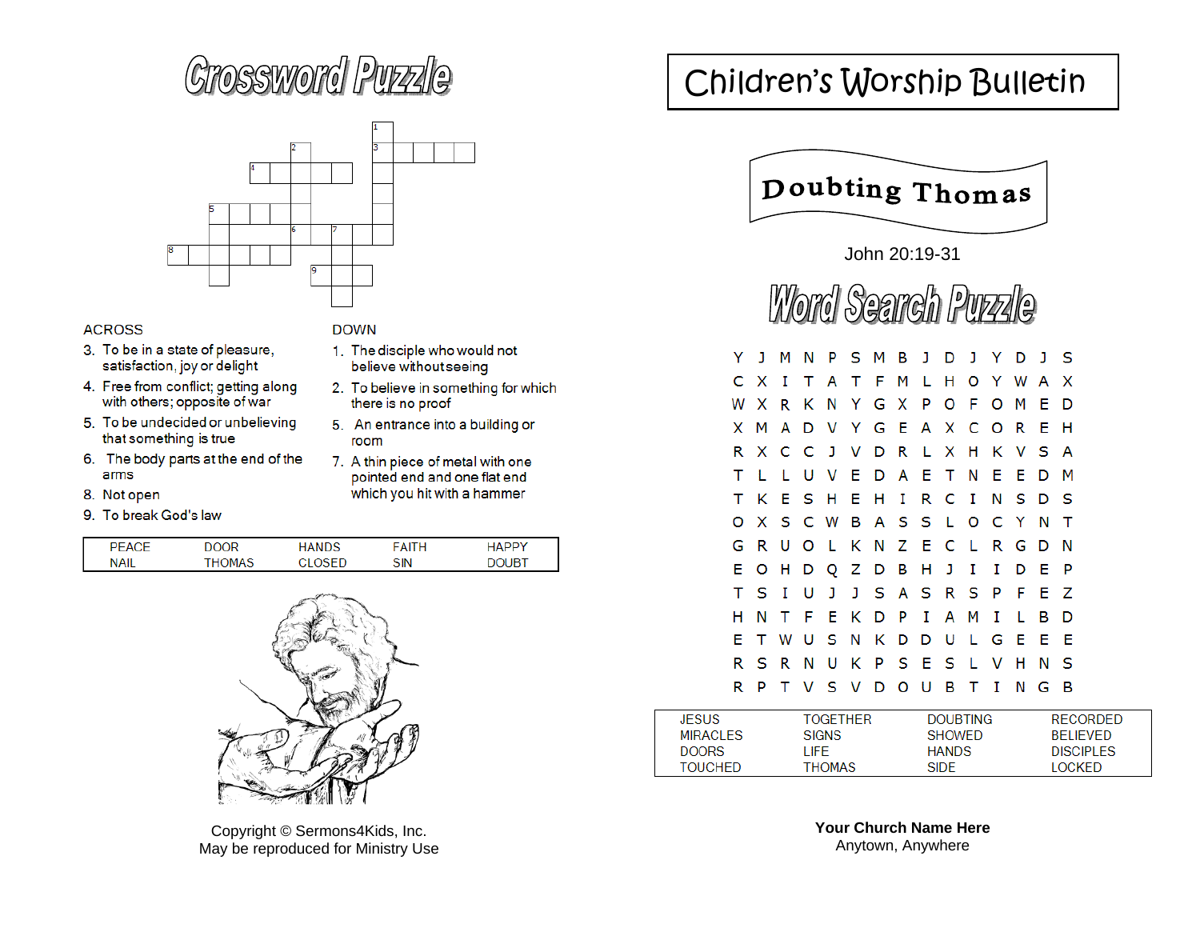# Crossword Puzzle

ACROSS

3. To be in a state of pleasure, satisfaction, joy or delight
4. Free from conflict; getting along with others; opposite of war
5. To be undecided or unbelieving that something is true
6. The body parts at the end of the arms
8. Not open
9. To break God's law

DOWN

1. The disciple who would not believe without seeing
2. To believe in something for which there is no proof
5. An entrance into a building or room
7. A thin piece of metal with one pointed end and one flat end which you hit with a hammer

| PEACE | DOOR | HANDS | FAITH | HAPPY |
|---|---|---|---|---|
| NAIL | THOMAS | CLOSED | SIN | DOUBT |

Copyright © Sermons4Kids, Inc.
May be reproduced for Ministry Use

# Children's Worship Bulletin

## Doubting Thomas

John 20:19-31

## Word Search Puzzle

```
Y J M N P S M B J D J Y D J S
C X I T A T F M L H O Y W A X
W X R K N Y G X P O F O M E D
X M A D V Y G E A X C O R E H
R X C C J V D R L X H K V S A
T L L U V E D A E T N E E D M
T K E S H E H I R C I N S D S
O X S C W B A S S L O C Y N T
G R U O L K N Z E C L R G D N
E O H D Q Z D B H J I I D E P
T S I U J J S A S R S P F E Z
H N T F E K D P I A M I L B D
E T W U S N K D D U L G E E E
R S R N U K P S E S L V H N S
R P T V S V D O U B T I N G B
```

| JESUS | TOGETHER | DOUBTING | RECORDED |
|---|---|---|---|
| MIRACLES | SIGNS | SHOWED | BELIEVED |
| DOORS | LIFE | HANDS | DISCIPLES |
| TOUCHED | THOMAS | SIDE | LOCKED |

**Your Church Name Here**
Anytown, Anywhere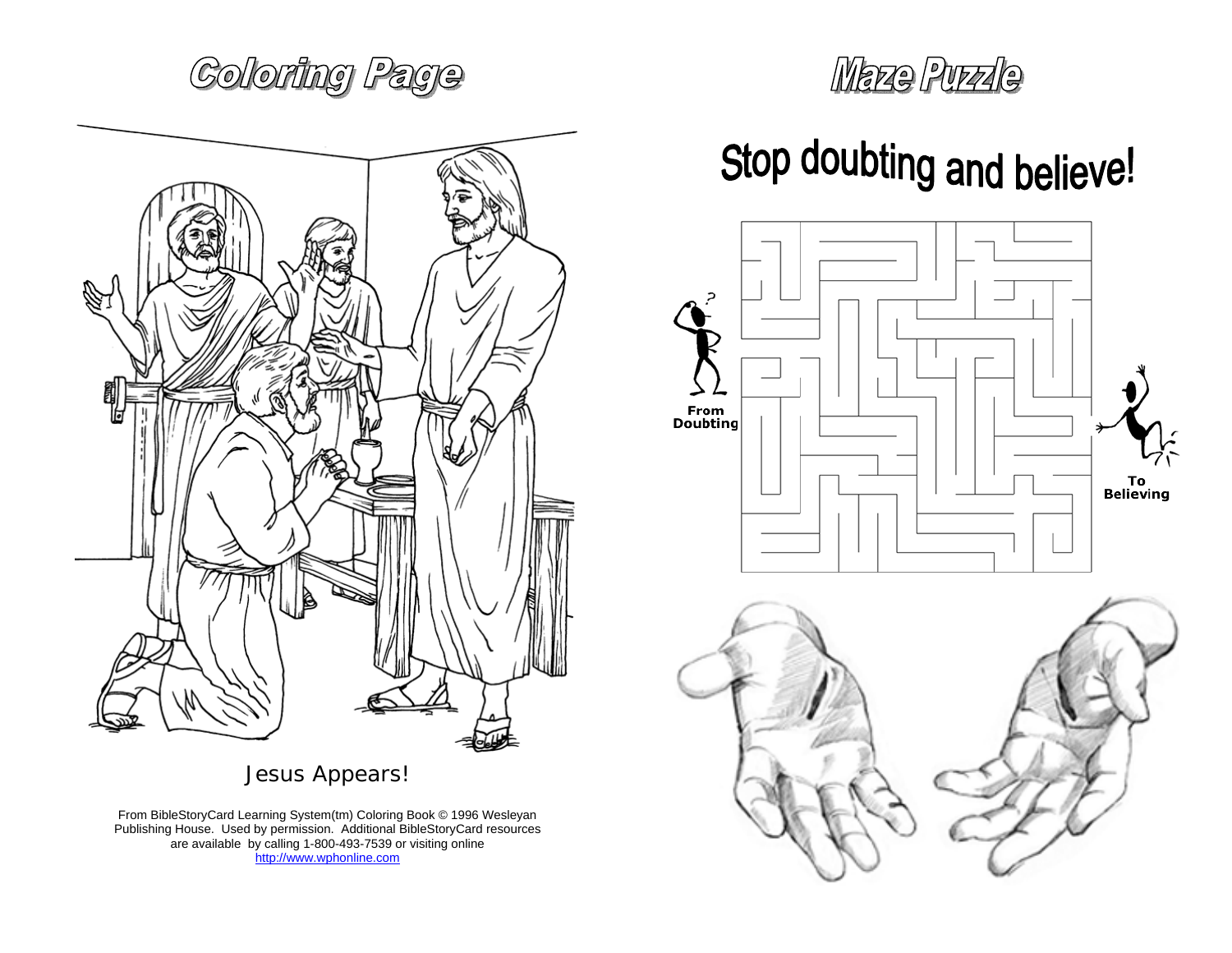# Coloring Page

Jesus Appears!

From BibleStoryCard Learning System(tm) Coloring Book © 1996 Wesleyan Publishing House. Used by permission. Additional BibleStoryCard resources are available by calling 1-800-493-7539 or visiting online http://www.wphonline.com

# Maze Puzzle

## Stop doubting and believe!

From Doubting

To Believing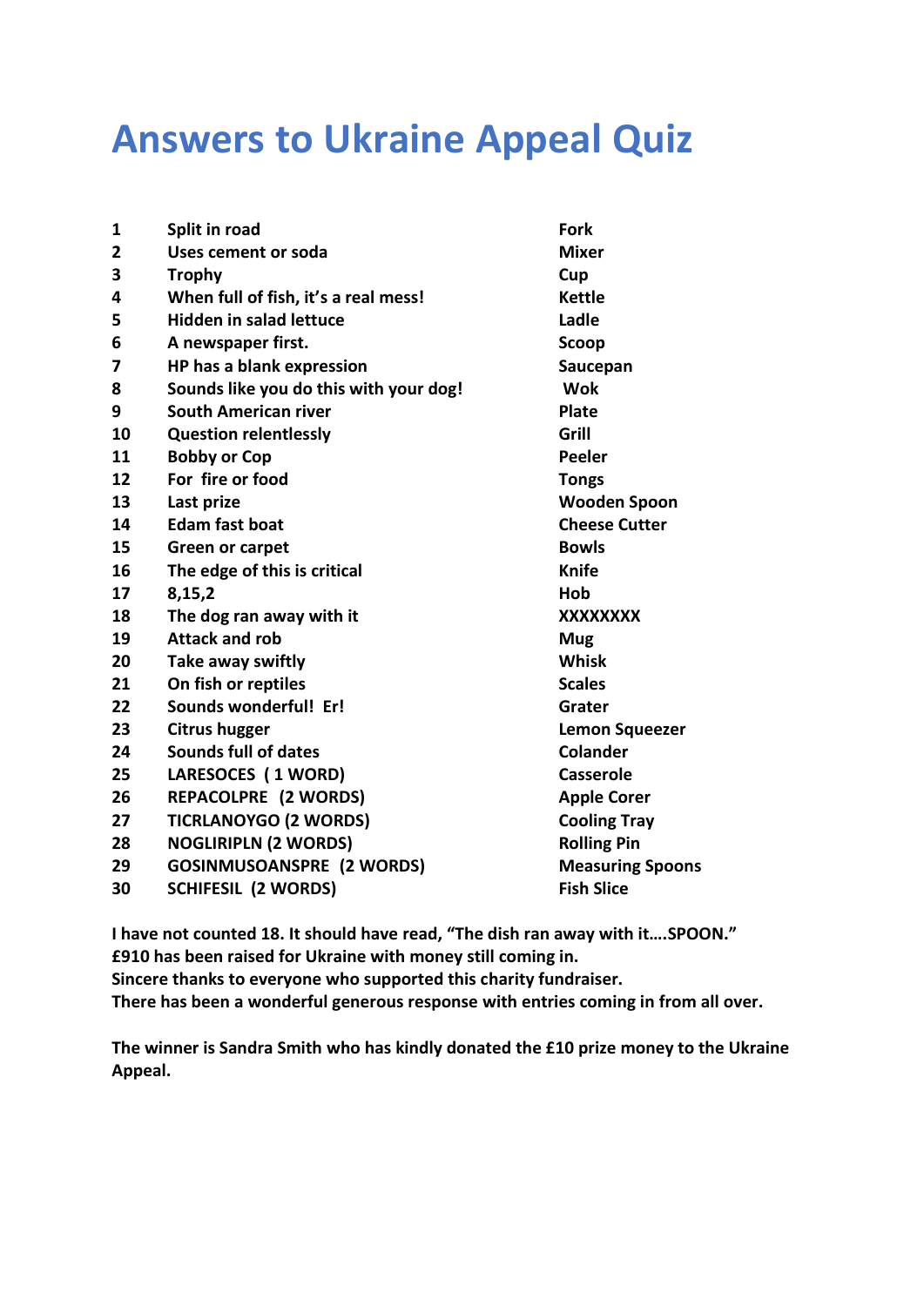# Answers to Ukraine Appeal Quiz

| | | |
|---|---|---|
| 1 | Split in road | Fork |
| 2 | Uses cement or soda | Mixer |
| 3 | Trophy | Cup |
| 4 | When full of fish, it's a real mess! | Kettle |
| 5 | Hidden in salad lettuce | Ladle |
| 6 | A newspaper first. | Scoop |
| 7 | HP has a blank expression | Saucepan |
| 8 | Sounds like you do this with your dog! | Wok |
| 9 | South American river | Plate |
| 10 | Question relentlessly | Grill |
| 11 | Bobby or Cop | Peeler |
| 12 | For fire or food | Tongs |
| 13 | Last prize | Wooden Spoon |
| 14 | Edam fast boat | Cheese Cutter |
| 15 | Green or carpet | Bowls |
| 16 | The edge of this is critical | Knife |
| 17 | 8,15,2 | Hob |
| 18 | The dog ran away with it | XXXXXXXX |
| 19 | Attack and rob | Mug |
| 20 | Take away swiftly | Whisk |
| 21 | On fish or reptiles | Scales |
| 22 | Sounds wonderful! Er! | Grater |
| 23 | Citrus hugger | Lemon Squeezer |
| 24 | Sounds full of dates | Colander |
| 25 | LARESOCES ( 1 WORD) | Casserole |
| 26 | REPACOLPRE (2 WORDS) | Apple Corer |
| 27 | TICRLANOYGO (2 WORDS) | Cooling Tray |
| 28 | NOGLIRIPLN (2 WORDS) | Rolling Pin |
| 29 | GOSINMUSOANSPRE (2 WORDS) | Measuring Spoons |
| 30 | SCHIFESIL (2 WORDS) | Fish Slice |

**I have not counted 18. It should have read, "The dish ran away with it….SPOON."**
**£910 has been raised for Ukraine with money still coming in.**
**Sincere thanks to everyone who supported this charity fundraiser.**
**There has been a wonderful generous response with entries coming in from all over.**

**The winner is Sandra Smith who has kindly donated the £10 prize money to the Ukraine Appeal.**